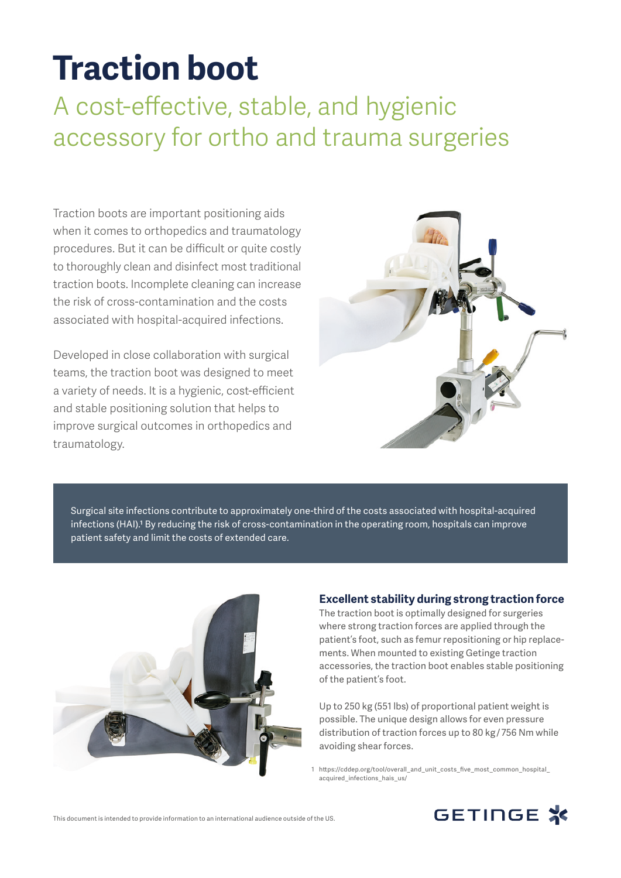# Traction boot

## A cost-effective, stable, and hygienic accessory for ortho and trauma surgeries

Traction boots are important positioning aids when it comes to orthopedics and traumatology procedures. But it can be difficult or quite costly to thoroughly clean and disinfect most traditional traction boots. Incomplete cleaning can increase the risk of cross-contamination and the costs associated with hospital-acquired infections.

Developed in close collaboration with surgical teams, the traction boot was designed to meet a variety of needs. It is a hygienic, cost-efficient and stable positioning solution that helps to improve surgical outcomes in orthopedics and traumatology.

Surgical site infections contribute to approximately one-third of the costs associated with hospital-acquired infections (HAI).[1] By reducing the risk of cross-contamination in the operating room, hospitals can improve patient safety and limit the costs of extended care.

### Excellent stability during strong traction force

The traction boot is optimally designed for surgeries where strong traction forces are applied through the patient's foot, such as femur repositioning or hip replacements. When mounted to existing Getinge traction accessories, the traction boot enables stable positioning of the patient's foot.

Up to 250 kg (551 lbs) of proportional patient weight is possible. The unique design allows for even pressure distribution of traction forces up to 80 kg / 756 Nm while avoiding shear forces.

1 https://cddep.org/tool/overall_and_unit_costs_five_most_common_hospital_acquired_infections_hais_us/

This document is intended to provide information to an international audience outside of the US.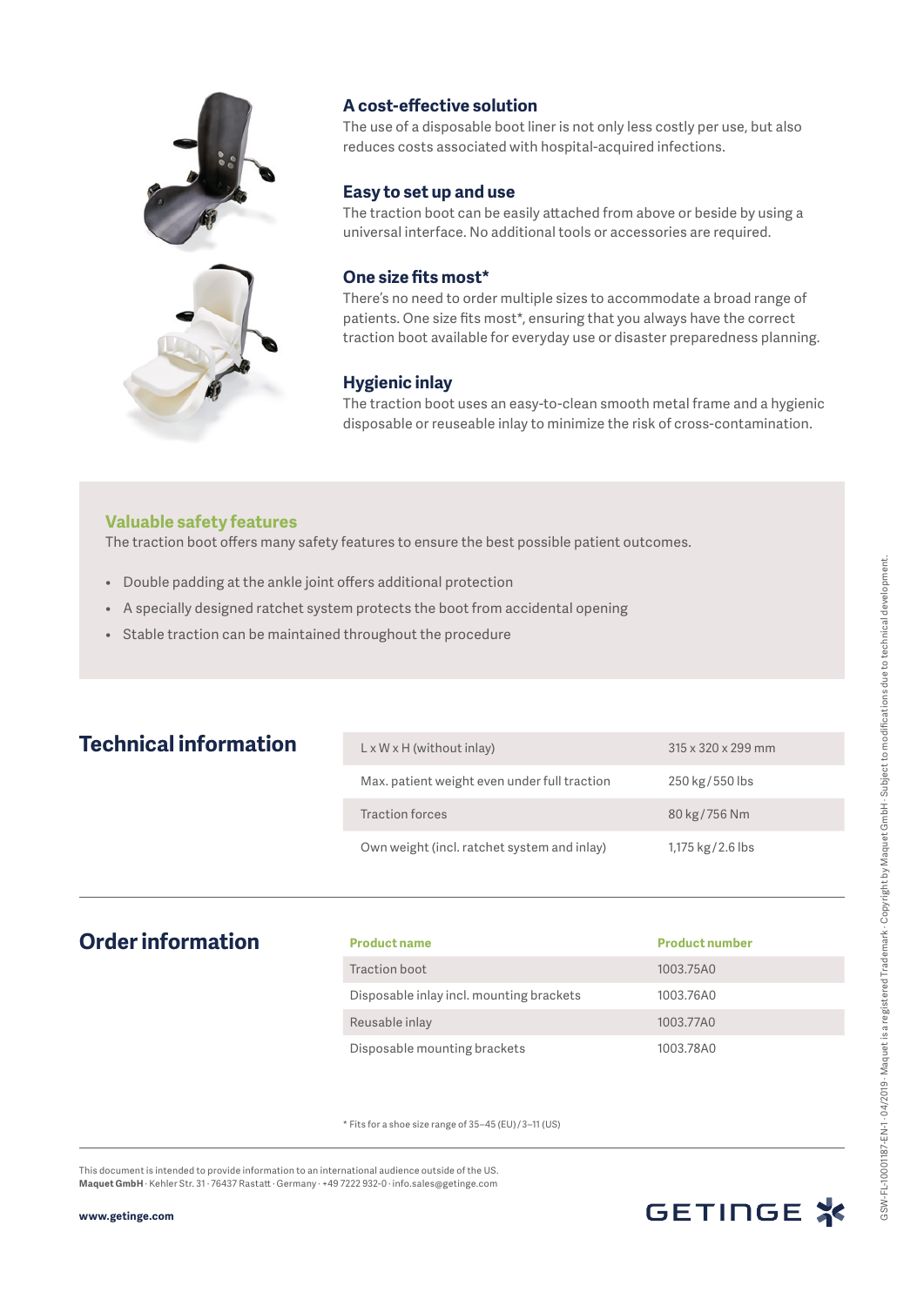### A cost-effective solution

The use of a disposable boot liner is not only less costly per use, but also reduces costs associated with hospital-acquired infections.

### Easy to set up and use

The traction boot can be easily attached from above or beside by using a universal interface. No additional tools or accessories are required.

### One size fits most*

There's no need to order multiple sizes to accommodate a broad range of patients. One size fits most*, ensuring that you always have the correct traction boot available for everyday use or disaster preparedness planning.

### Hygienic inlay

The traction boot uses an easy-to-clean smooth metal frame and a hygienic disposable or reuseable inlay to minimize the risk of cross-contamination.

### Valuable safety features

The traction boot offers many safety features to ensure the best possible patient outcomes.

- Double padding at the ankle joint offers additional protection
- A specially designed ratchet system protects the boot from accidental opening
- Stable traction can be maintained throughout the procedure

## Technical information

| | |
|---|---|
| L x W x H (without inlay) | 315 x 320 x 299 mm |
| Max. patient weight even under full traction | 250 kg / 550 lbs |
| Traction forces | 80 kg / 756 Nm |
| Own weight (incl. ratchet system and inlay) | 1,175 kg / 2.6 lbs |

## Order information

| Product name | Product number |
|---|---|
| Traction boot | 1003.75A0 |
| Disposable inlay incl. mounting brackets | 1003.76A0 |
| Reusable inlay | 1003.77A0 |
| Disposable mounting brackets | 1003.78A0 |

* Fits for a shoe size range of 35–45 (EU) / 3–11 (US)

This document is intended to provide information to an international audience outside of the US.
**Maquet GmbH** · Kehler Str. 31 · 76437 Rastatt · Germany · +49 7222 932-0 · info.sales@getinge.com

**www.getinge.com**

GETINGE

GSW-FL-10001187-EN-1 · 04/2019 · Maquet is a registered Trademark · Copyright by Maquet GmbH · Subject to modifications due to technical development.